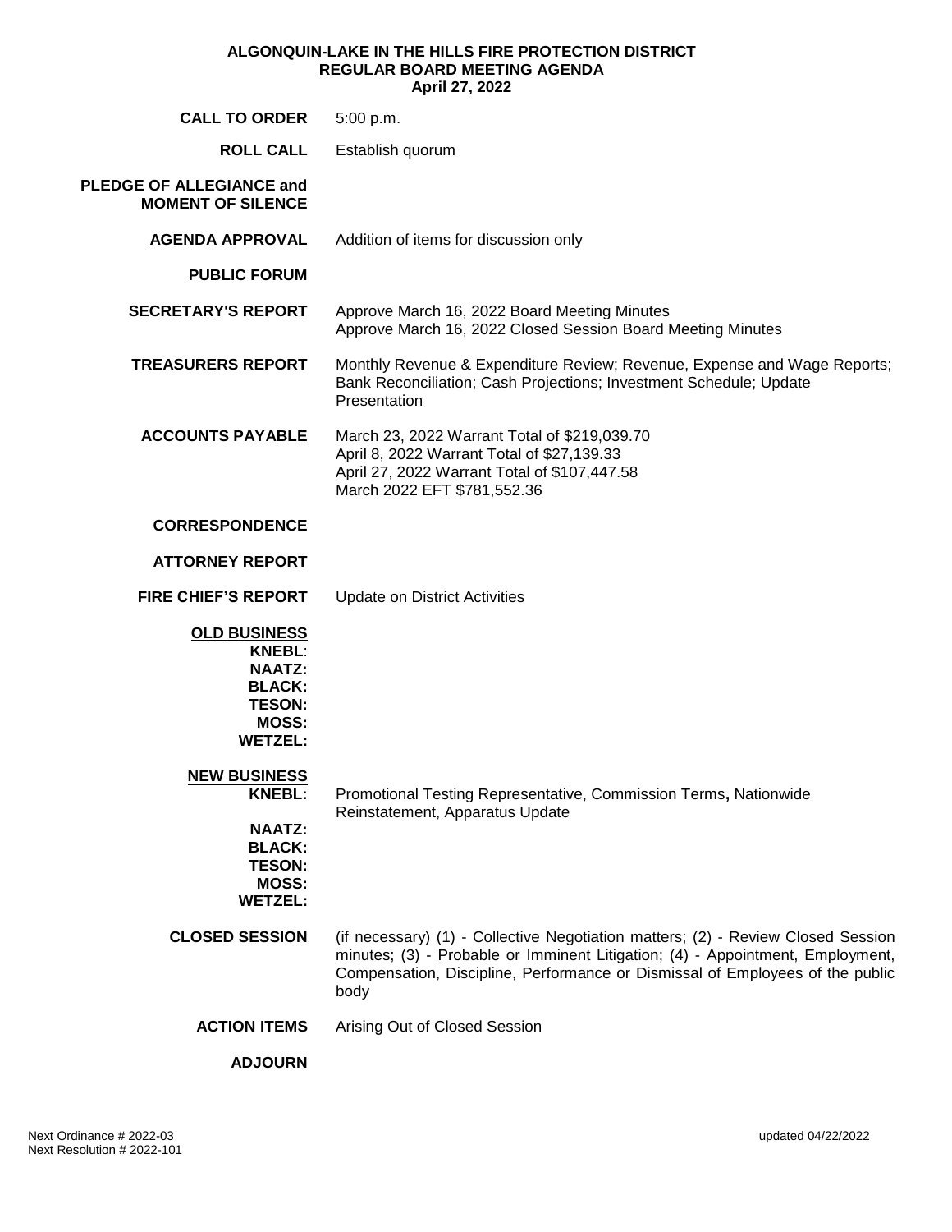# ALGONQUIN-LAKE IN THE HILLS FIRE PROTECTION DISTRICT
## REGULAR BOARD MEETING AGENDA
### April 27, 2022

**CALL TO ORDER** 5:00 p.m.

**ROLL CALL** Establish quorum

**PLEDGE OF ALLEGIANCE and MOMENT OF SILENCE**

**AGENDA APPROVAL** Addition of items for discussion only

**PUBLIC FORUM**

**SECRETARY'S REPORT** Approve March 16, 2022 Board Meeting Minutes
Approve March 16, 2022 Closed Session Board Meeting Minutes

**TREASURERS REPORT** Monthly Revenue & Expenditure Review; Revenue, Expense and Wage Reports; Bank Reconciliation; Cash Projections; Investment Schedule; Update Presentation

**ACCOUNTS PAYABLE** March 23, 2022 Warrant Total of $219,039.70
April 8, 2022 Warrant Total of $27,139.33
April 27, 2022 Warrant Total of $107,447.58
March 2022 EFT $781,552.36

**CORRESPONDENCE**

**ATTORNEY REPORT**

**FIRE CHIEF'S REPORT** Update on District Activities

**OLD BUSINESS**

**KNEBL**:
**NAATZ:**
**BLACK:**
**TESON:**
**MOSS:**
**WETZEL:**

**NEW BUSINESS**

**KNEBL:** Promotional Testing Representative, Commission Terms**,** Nationwide Reinstatement, Apparatus Update
**NAATZ:**
**BLACK:**
**TESON:**
**MOSS:**
**WETZEL:**

**CLOSED SESSION** (if necessary) (1) - Collective Negotiation matters; (2) - Review Closed Session minutes; (3) - Probable or Imminent Litigation; (4) - Appointment, Employment, Compensation, Discipline, Performance or Dismissal of Employees of the public body

**ACTION ITEMS** Arising Out of Closed Session

**ADJOURN**

Next Ordinance # 2022-03
Next Resolution # 2022-101

updated 04/22/2022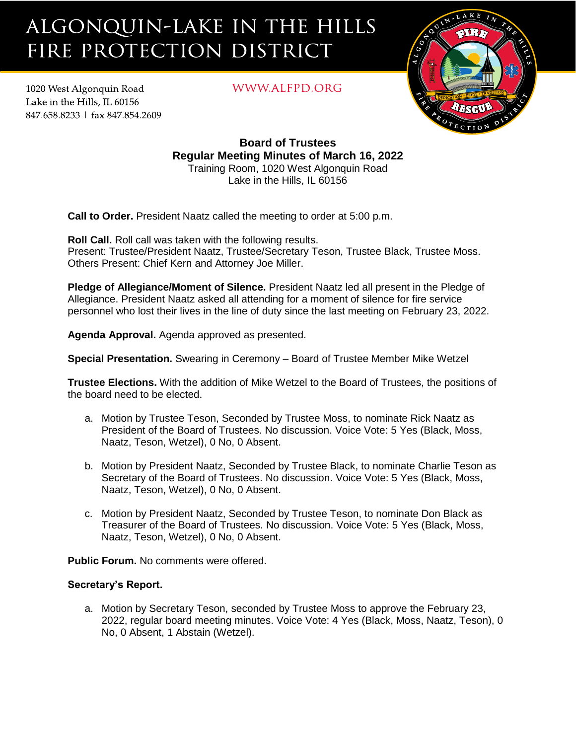# ALGONQUIN-LAKE IN THE HILLS FIRE PROTECTION DISTRICT

1020 West Algonquin Road
Lake in the Hills, IL 60156
847.658.8233 | fax 847.854.2609

WWW.ALFPD.ORG

**Board of Trustees**
**Regular Meeting Minutes of March 16, 2022**
Training Room, 1020 West Algonquin Road
Lake in the Hills, IL 60156

**Call to Order.** President Naatz called the meeting to order at 5:00 p.m.

**Roll Call.** Roll call was taken with the following results.
Present: Trustee/President Naatz, Trustee/Secretary Teson, Trustee Black, Trustee Moss.
Others Present: Chief Kern and Attorney Joe Miller.

**Pledge of Allegiance/Moment of Silence.** President Naatz led all present in the Pledge of Allegiance. President Naatz asked all attending for a moment of silence for fire service personnel who lost their lives in the line of duty since the last meeting on February 23, 2022.

**Agenda Approval.** Agenda approved as presented.

**Special Presentation.** Swearing in Ceremony – Board of Trustee Member Mike Wetzel

**Trustee Elections.** With the addition of Mike Wetzel to the Board of Trustees, the positions of the board need to be elected.

a. Motion by Trustee Teson, Seconded by Trustee Moss, to nominate Rick Naatz as President of the Board of Trustees. No discussion. Voice Vote: 5 Yes (Black, Moss, Naatz, Teson, Wetzel), 0 No, 0 Absent.

b. Motion by President Naatz, Seconded by Trustee Black, to nominate Charlie Teson as Secretary of the Board of Trustees. No discussion. Voice Vote: 5 Yes (Black, Moss, Naatz, Teson, Wetzel), 0 No, 0 Absent.

c. Motion by President Naatz, Seconded by Trustee Teson, to nominate Don Black as Treasurer of the Board of Trustees. No discussion. Voice Vote: 5 Yes (Black, Moss, Naatz, Teson, Wetzel), 0 No, 0 Absent.

**Public Forum.** No comments were offered.

**Secretary's Report.**

a. Motion by Secretary Teson, seconded by Trustee Moss to approve the February 23, 2022, regular board meeting minutes. Voice Vote: 4 Yes (Black, Moss, Naatz, Teson), 0 No, 0 Absent, 1 Abstain (Wetzel).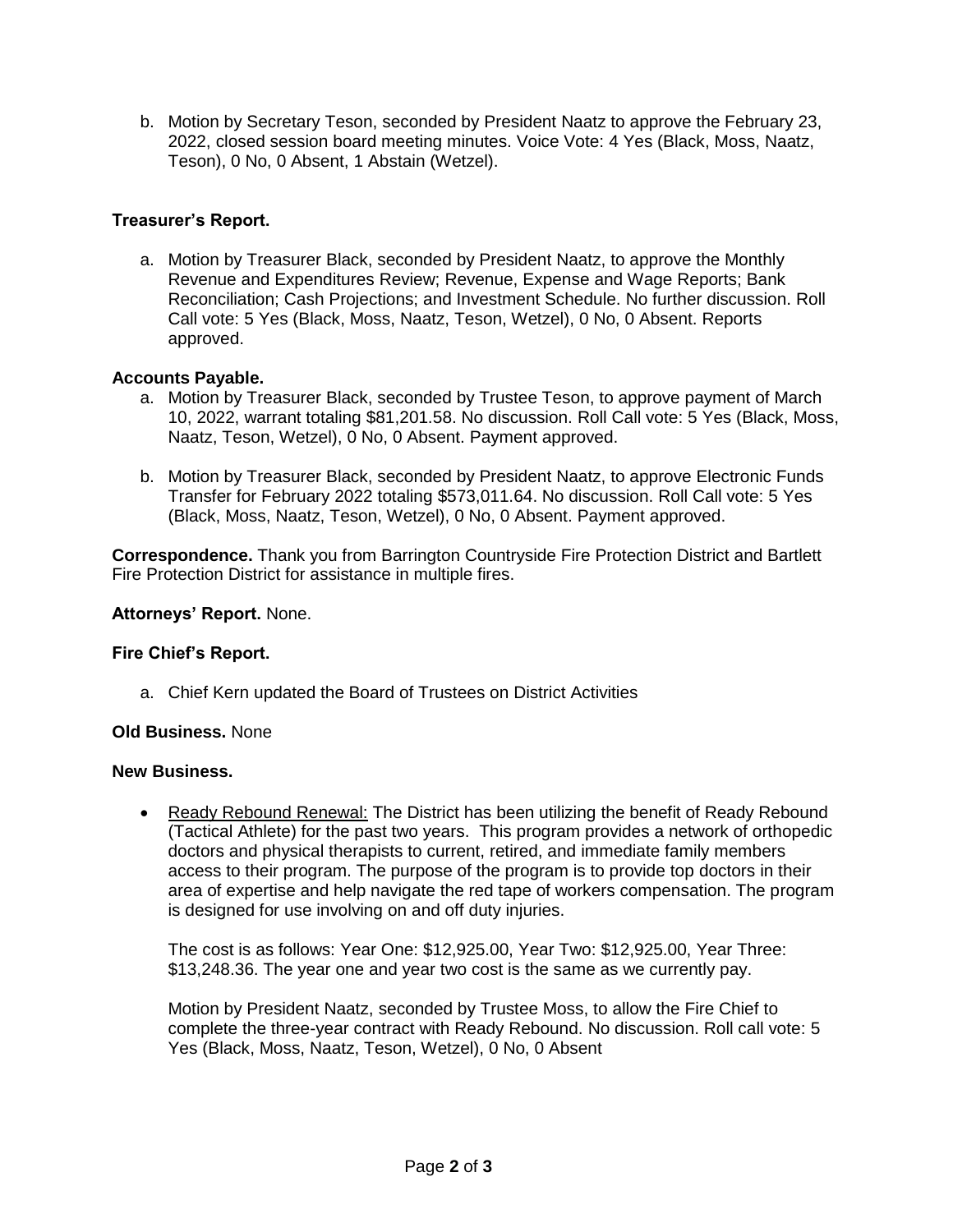b. Motion by Secretary Teson, seconded by President Naatz to approve the February 23, 2022, closed session board meeting minutes. Voice Vote: 4 Yes (Black, Moss, Naatz, Teson), 0 No, 0 Absent, 1 Abstain (Wetzel).

**Treasurer's Report.**

a. Motion by Treasurer Black, seconded by President Naatz, to approve the Monthly Revenue and Expenditures Review; Revenue, Expense and Wage Reports; Bank Reconciliation; Cash Projections; and Investment Schedule. No further discussion. Roll Call vote: 5 Yes (Black, Moss, Naatz, Teson, Wetzel), 0 No, 0 Absent. Reports approved.

**Accounts Payable.**

a. Motion by Treasurer Black, seconded by Trustee Teson, to approve payment of March 10, 2022, warrant totaling $81,201.58. No discussion. Roll Call vote: 5 Yes (Black, Moss, Naatz, Teson, Wetzel), 0 No, 0 Absent. Payment approved.

b. Motion by Treasurer Black, seconded by President Naatz, to approve Electronic Funds Transfer for February 2022 totaling $573,011.64. No discussion. Roll Call vote: 5 Yes (Black, Moss, Naatz, Teson, Wetzel), 0 No, 0 Absent. Payment approved.

**Correspondence.** Thank you from Barrington Countryside Fire Protection District and Bartlett Fire Protection District for assistance in multiple fires.

**Attorneys' Report.** None.

**Fire Chief's Report.**

a. Chief Kern updated the Board of Trustees on District Activities

**Old Business.** None

**New Business.**

- Ready Rebound Renewal: The District has been utilizing the benefit of Ready Rebound (Tactical Athlete) for the past two years. This program provides a network of orthopedic doctors and physical therapists to current, retired, and immediate family members access to their program. The purpose of the program is to provide top doctors in their area of expertise and help navigate the red tape of workers compensation. The program is designed for use involving on and off duty injuries.

  The cost is as follows: Year One: $12,925.00, Year Two: $12,925.00, Year Three: $13,248.36. The year one and year two cost is the same as we currently pay.

  Motion by President Naatz, seconded by Trustee Moss, to allow the Fire Chief to complete the three-year contract with Ready Rebound. No discussion. Roll call vote: 5 Yes (Black, Moss, Naatz, Teson, Wetzel), 0 No, 0 Absent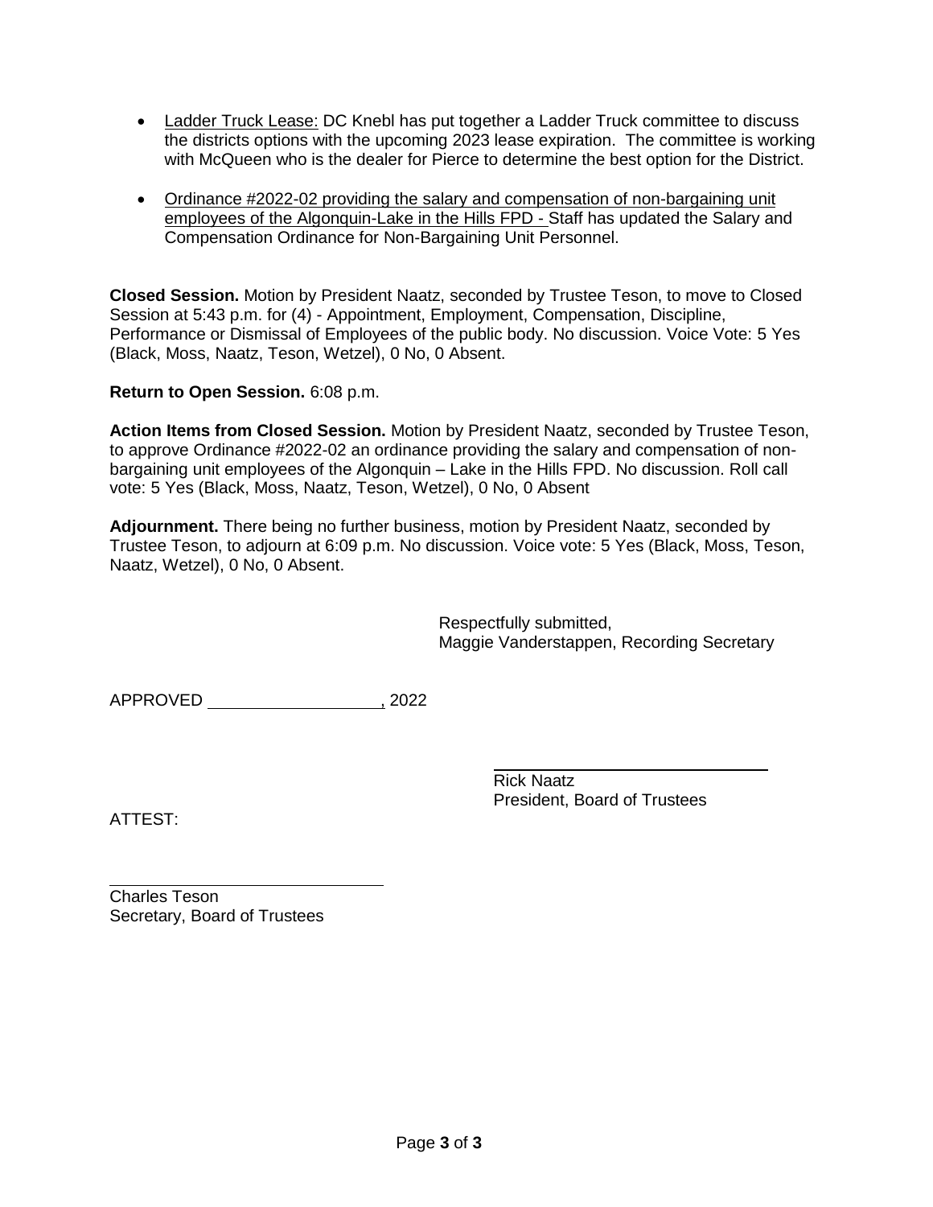- Ladder Truck Lease: DC Knebl has put together a Ladder Truck committee to discuss the districts options with the upcoming 2023 lease expiration. The committee is working with McQueen who is the dealer for Pierce to determine the best option for the District.

- Ordinance #2022-02 providing the salary and compensation of non-bargaining unit employees of the Algonquin-Lake in the Hills FPD - Staff has updated the Salary and Compensation Ordinance for Non-Bargaining Unit Personnel.

**Closed Session.** Motion by President Naatz, seconded by Trustee Teson, to move to Closed Session at 5:43 p.m. for (4) - Appointment, Employment, Compensation, Discipline, Performance or Dismissal of Employees of the public body. No discussion. Voice Vote: 5 Yes (Black, Moss, Naatz, Teson, Wetzel), 0 No, 0 Absent.

**Return to Open Session.** 6:08 p.m.

**Action Items from Closed Session.** Motion by President Naatz, seconded by Trustee Teson, to approve Ordinance #2022-02 an ordinance providing the salary and compensation of non-bargaining unit employees of the Algonquin – Lake in the Hills FPD. No discussion. Roll call vote: 5 Yes (Black, Moss, Naatz, Teson, Wetzel), 0 No, 0 Absent

**Adjournment.** There being no further business, motion by President Naatz, seconded by Trustee Teson, to adjourn at 6:09 p.m. No discussion. Voice vote: 5 Yes (Black, Moss, Teson, Naatz, Wetzel), 0 No, 0 Absent.

Respectfully submitted,
Maggie Vanderstappen, Recording Secretary

APPROVED ____________________, 2022

_______________________________
Rick Naatz
President, Board of Trustees

ATTEST:

_______________________________
Charles Teson
Secretary, Board of Trustees